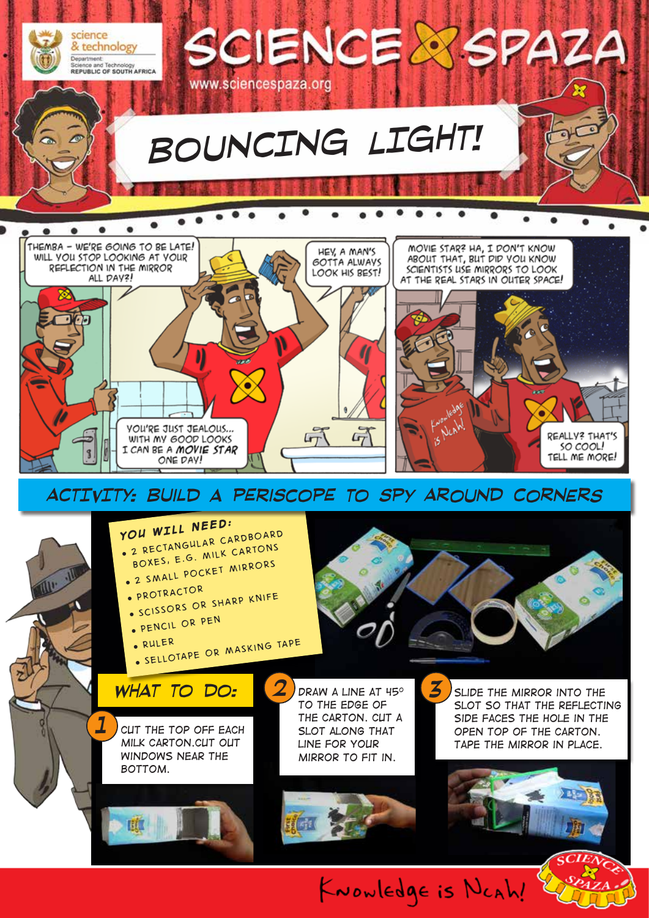# SCIENCE SPAZA

www.sciencespaza.org

## BOUNCING LIGHT!

THEMBA – WE'RE GOING TO BE LATE! WILL YOU STOP LOOKING AT YOUR REFLECTION IN THE MIRROR ALL DAY?!

HEY, A MAN'S GOTTA ALWAYS LOOK HIS BEST!

YOU'RE JUST JEALOUS... WITH MY GOOD LOOKS I CAN BE A ***MOVIE STAR*** ONE DAY!

MOVIE STAR? HA, I DON'T KNOW ABOUT THAT, BUT DID YOU KNOW SCIENTISTS USE MIRRORS TO LOOK AT THE REAL STARS IN OUTER SPACE!

REALLY? THAT'S SO COOL! TELL ME MORE!

## ACTIVITY: BUILD A PERISCOPE TO SPY AROUND CORNERS

### YOU WILL NEED:

- 2 RECTANGULAR CARDBOARD BOXES, E.G. MILK CARTONS
- 2 SMALL POCKET MIRRORS
- PROTRACTOR
- SCISSORS OR SHARP KNIFE
- PENCIL OR PEN
- RULER
- SELLOTAPE OR MASKING TAPE

### WHAT TO DO:

1. CUT THE TOP OFF EACH MILK CARTON. CUT OUT WINDOWS NEAR THE BOTTOM.
2. DRAW A LINE AT 45° TO THE EDGE OF THE CARTON. CUT A SLOT ALONG THAT LINE FOR YOUR MIRROR TO FIT IN.
3. SLIDE THE MIRROR INTO THE SLOT SO THAT THE REFLECTING SIDE FACES THE HOLE IN THE OPEN TOP OF THE CARTON. TAPE THE MIRROR IN PLACE.

Knowledge is Ncah!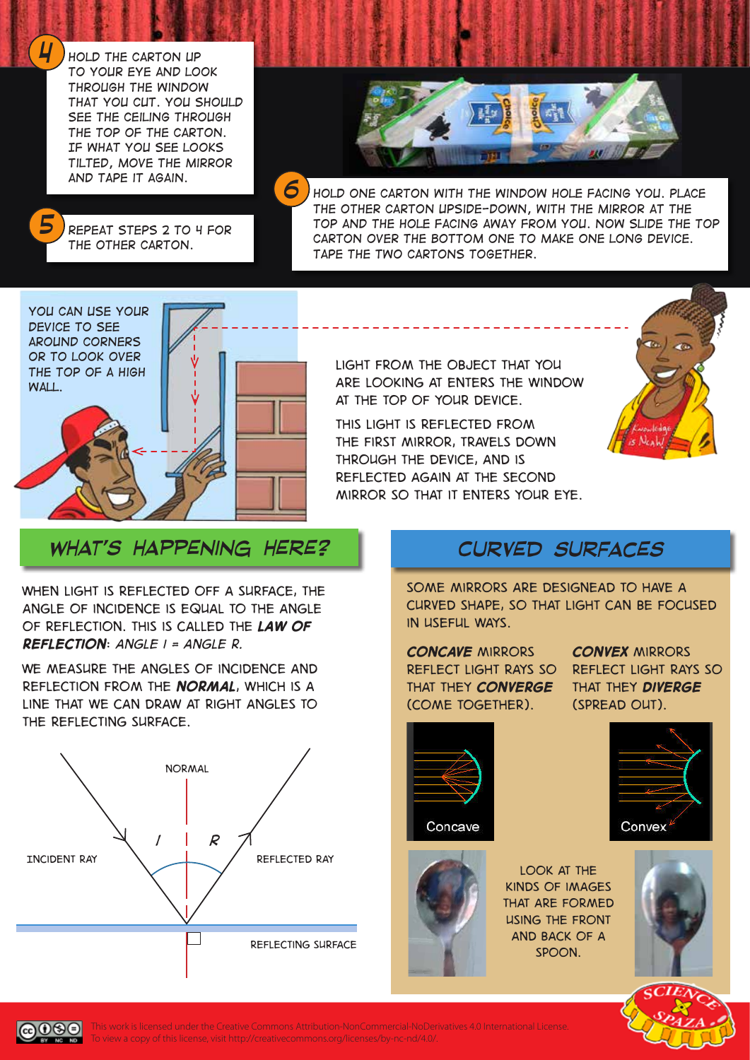4. HOLD THE CARTON UP TO YOUR EYE AND LOOK THROUGH THE WINDOW THAT YOU CUT. YOU SHOULD SEE THE CEILING THROUGH THE TOP OF THE CARTON. IF WHAT YOU SEE LOOKS TILTED, MOVE THE MIRROR AND TAPE IT AGAIN.

5. REPEAT STEPS 2 TO 4 FOR THE OTHER CARTON.

6. HOLD ONE CARTON WITH THE WINDOW HOLE FACING YOU. PLACE THE OTHER CARTON UPSIDE-DOWN, WITH THE MIRROR AT THE TOP AND THE HOLE FACING AWAY FROM YOU. NOW SLIDE THE TOP CARTON OVER THE BOTTOM ONE TO MAKE ONE LONG DEVICE. TAPE THE TWO CARTONS TOGETHER.

YOU CAN USE YOUR DEVICE TO SEE AROUND CORNERS OR TO LOOK OVER THE TOP OF A HIGH WALL.

LIGHT FROM THE OBJECT THAT YOU ARE LOOKING AT ENTERS THE WINDOW AT THE TOP OF YOUR DEVICE.

THIS LIGHT IS REFLECTED FROM THE FIRST MIRROR, TRAVELS DOWN THROUGH THE DEVICE, AND IS REFLECTED AGAIN AT THE SECOND MIRROR SO THAT IT ENTERS YOUR EYE.

## WHAT'S HAPPENING HERE?

WHEN LIGHT IS REFLECTED OFF A SURFACE, THE ANGLE OF INCIDENCE IS EQUAL TO THE ANGLE OF REFLECTION. THIS IS CALLED THE ***LAW OF REFLECTION***: *ANGLE I = ANGLE R.*

WE MEASURE THE ANGLES OF INCIDENCE AND REFLECTION FROM THE ***NORMAL***, WHICH IS A LINE THAT WE CAN DRAW AT RIGHT ANGLES TO THE REFLECTING SURFACE.

NORMAL

INCIDENT RAY — I — R — REFLECTED RAY

REFLECTING SURFACE

## CURVED SURFACES

SOME MIRRORS ARE DESIGNEAD TO HAVE A CURVED SHAPE, SO THAT LIGHT CAN BE FOCUSED IN USEFUL WAYS.

***CONCAVE*** MIRRORS REFLECT LIGHT RAYS SO THAT THEY ***CONVERGE*** (COME TOGETHER).

***CONVEX*** MIRRORS REFLECT LIGHT RAYS SO THAT THEY ***DIVERGE*** (SPREAD OUT).

Concave

Convex

LOOK AT THE KINDS OF IMAGES THAT ARE FORMED USING THE FRONT AND BACK OF A SPOON.

This work is licensed under the Creative Commons Attribution-NonCommercial-NoDerivatives 4.0 International License. To view a copy of this license, visit http://creativecommons.org/licenses/by-nc-nd/4.0/.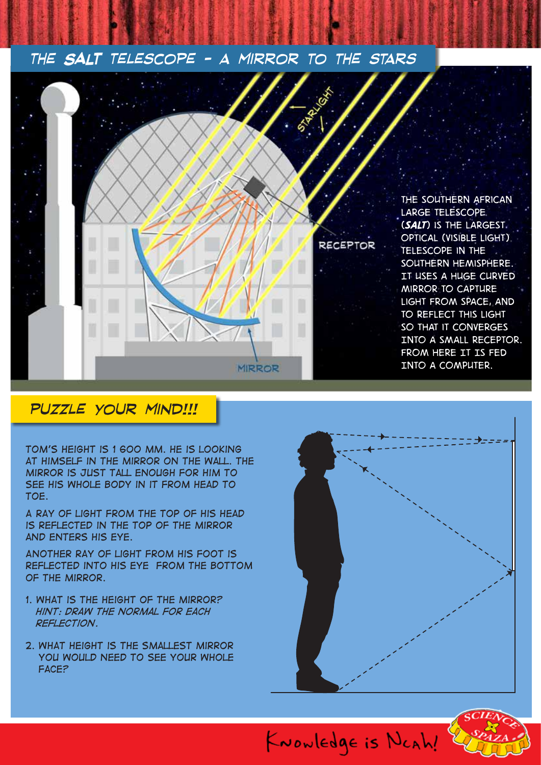## The SALT Telescope – A Mirror to the Stars

STARLIGHT

RECEPTOR

MIRROR

THE SOUTHERN AFRICAN LARGE TELESCOPE (*SALT*) IS THE LARGEST OPTICAL (VISIBLE LIGHT) TELESCOPE IN THE SOUTHERN HEMISPHERE. IT USES A HUGE CURVED MIRROR TO CAPTURE LIGHT FROM SPACE, AND TO REFLECT THIS LIGHT SO THAT IT CONVERGES INTO A SMALL RECEPTOR. FROM HERE IT IS FED INTO A COMPUTER.

## Puzzle Your Mind!!!

TOM'S HEIGHT IS 1 600 MM. HE IS LOOKING AT HIMSELF IN THE MIRROR ON THE WALL. THE MIRROR IS JUST TALL ENOUGH FOR HIM TO SEE HIS WHOLE BODY IN IT FROM HEAD TO TOE.

A RAY OF LIGHT FROM THE TOP OF HIS HEAD IS REFLECTED IN THE TOP OF THE MIRROR AND ENTERS HIS EYE.

ANOTHER RAY OF LIGHT FROM HIS FOOT IS REFLECTED INTO HIS EYE FROM THE BOTTOM OF THE MIRROR.

1. WHAT IS THE HEIGHT OF THE MIRROR?
   *HINT: DRAW THE NORMAL FOR EACH REFLECTION.*
2. WHAT HEIGHT IS THE SMALLEST MIRROR YOU WOULD NEED TO SEE YOUR WHOLE FACE?

Knowledge is Neah!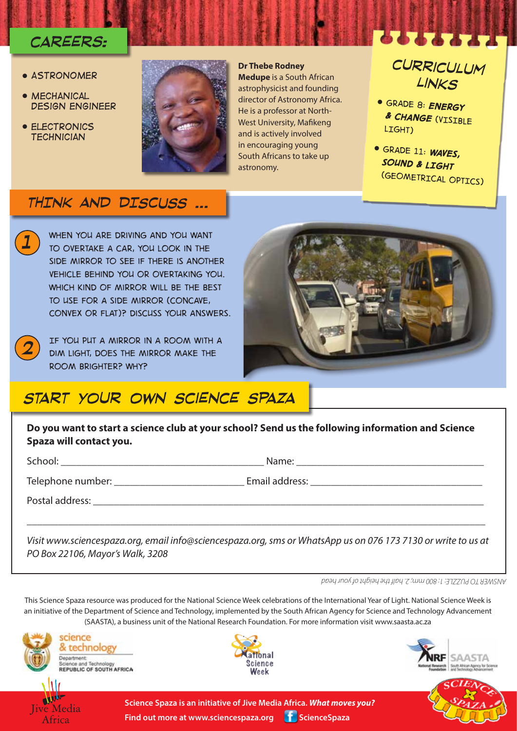## CAREERS:

- ASTRONOMER
- MECHANICAL DESIGN ENGINEER
- ELECTRONICS TECHNICIAN

**Dr Thebe Rodney Medupe** is a South African astrophysicist and founding director of Astronomy Africa. He is a professor at North-West University, Mafikeng and is actively involved in encouraging young South Africans to take up astronomy.

## CURRICULUM LINKS

- GRADE 8: ***ENERGY & CHANGE*** (VISIBLE LIGHT)
- GRADE 11: ***WAVES, SOUND & LIGHT*** (GEOMETRICAL OPTICS)

## THINK AND DISCUSS ...

1. WHEN YOU ARE DRIVING AND YOU WANT TO OVERTAKE A CAR, YOU LOOK IN THE SIDE MIRROR TO SEE IF THERE IS ANOTHER VEHICLE BEHIND YOU OR OVERTAKING YOU. WHICH KIND OF MIRROR WILL BE THE BEST TO USE FOR A SIDE MIRROR (CONCAVE, CONVEX OR FLAT)? DISCUSS YOUR ANSWERS.

2. IF YOU PUT A MIRROR IN A ROOM WITH A DIM LIGHT, DOES THE MIRROR MAKE THE ROOM BRIGHTER? WHY?

## START YOUR OWN SCIENCE SPAZA

**Do you want to start a science club at your school? Send us the following information and Science Spaza will contact you.**

School: ______________________ Name: ______________________

Telephone number: ______________________ Email address: ______________________

Postal address: ______________________

______________________

*Visit www.sciencespaza.org, email info@sciencespaza.org, sms or WhatsApp us on 076 173 7130 or write to us at PO Box 22106, Mayor's Walk, 3208*

*ANSWER TO PUZZLE: 1: 800 mm; 2. half the height of your head*

This Science Spaza resource was produced for the National Science Week celebrations of the International Year of Light. National Science Week is an initiative of the Department of Science and Technology, implemented by the South African Agency for Science and Technology Advancement (SAASTA), a business unit of the National Research Foundation. For more information visit www.saasta.ac.za

science & technology
Department: Science and Technology
REPUBLIC OF SOUTH AFRICA

National Science Week

NRF National Research Foundation | SAASTA South African Agency for Science and Technology Advancement

Jive Media Africa

**Science Spaza is an initiative of Jive Media Africa. *What moves you?***
**Find out more at www.sciencespaza.org ScienceSpaza**